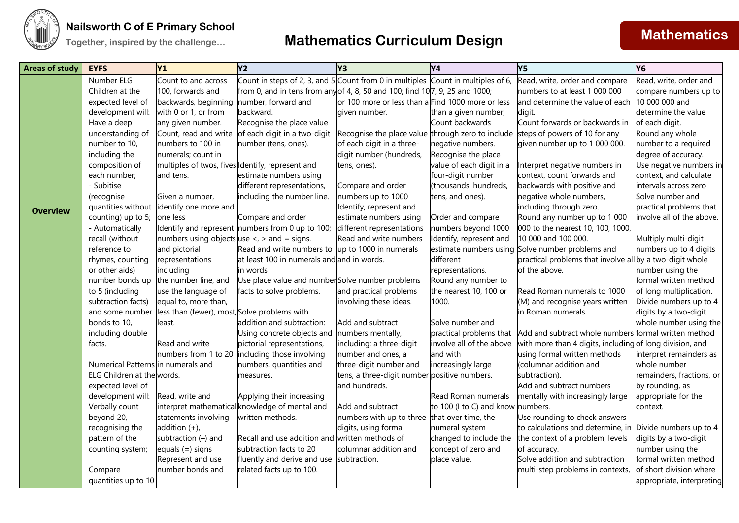# Nailsworth C of E Primary School

Together, inspired by the challenge…

## Mathematics Curriculum Design

**Mathematics**

| Areas of study | EYFS | Y1 | Y2 | Y3 | Y4 | Y5 | Y6 |
|---|---|---|---|---|---|---|---|
| **Overview** | Number ELG Children at the expected level of development will: Have a deep understanding of number to 10, including the composition of each number; - Subitise (recognise quantities without counting) up to 5; - Automatically recall (without reference to rhymes, counting or other aids) number bonds up to 5 (including subtraction facts) and some number bonds to 10, including double facts.<br><br>Numerical Patterns ELG Children at the expected level of development will: Verbally count beyond 20, recognising the pattern of the counting system;<br><br>Compare quantities up to 10 | Count to and across 100, forwards and backwards, beginning with 0 or 1, or from any given number. Count, read and write numbers to 100 in numerals; count in multiples of twos, fives and tens.<br><br>Given a number, identify one more and one less<br>Identify and represent numbers using objects and pictorial representations including the number line, and use the language of equal to, more than, less than (fewer), most, least.<br><br>Read and write numbers from 1 to 20 in numerals and words.<br><br>Read, write and interpret mathematical statements involving addition (+), subtraction (–) and equals (=) signs<br>Represent and use number bonds and | Count in steps of 2, 3, and 5 from 0, and in tens from any number, forward and backward.<br>Recognise the place value of each digit in a two-digit number (tens, ones).<br>Identify, represent and estimate numbers using different representations, including the number line.<br><br>Compare and order numbers from 0 up to 100; use <, > and = signs.<br>Read and write numbers to at least 100 in numerals and in words<br>Use place value and number facts to solve problems.<br>Solve problems with addition and subtraction: Using concrete objects and pictorial representations, including those involving numbers, quantities and measures.<br><br>Applying their increasing knowledge of mental and written methods.<br><br>Recall and use addition and subtraction facts to 20 fluently and derive and use related facts up to 100. | Count from 0 in multiples of 4, 8, 50 and 100; find 10 or 100 more or less than a given number.<br><br>Recognise the place value of each digit in a three-digit number (hundreds, tens, ones).<br><br>Compare and order numbers up to 1000<br>Identify, represent and estimate numbers using different representations<br>Read and write numbers up to 1000 in numerals and in words.<br><br>Solve number problems and practical problems involving these ideas.<br><br>Add and subtract numbers mentally, including: a three-digit number and ones, a three-digit number and tens, a three-digit number and hundreds.<br><br>Add and subtract numbers with up to three digits, using formal written methods of columnar addition and subtraction. | Count in multiples of 6, 7, 9, 25 and 1000;<br>Find 1000 more or less than a given number;<br>Count backwards through zero to include negative numbers.<br>Recognise the place value of each digit in a four-digit number (thousands, hundreds, tens, and ones).<br><br>Order and compare numbers beyond 1000<br>Identify, represent and estimate numbers using different representations.<br>Round any number to the nearest 10, 100 or 1000.<br><br>Solve number and practical problems that involve all of the above and with increasingly large positive numbers.<br><br>Read Roman numerals to 100 (I to C) and know that over time, the numeral system changed to include the concept of zero and place value. | Read, write, order and compare numbers to at least 1 000 000 and determine the value of each digit.<br>Count forwards or backwards in steps of powers of 10 for any given number up to 1 000 000.<br><br>Interpret negative numbers in context, count forwards and backwards with positive and negative whole numbers, including through zero.<br>Round any number up to 1 000 000 to the nearest 10, 100, 1000, 10 000 and 100 000.<br>Solve number problems and practical problems that involve all of the above.<br><br>Read Roman numerals to 1000 (M) and recognise years written in Roman numerals.<br><br>Add and subtract whole numbers with more than 4 digits, including using formal written methods (columnar addition and subtraction).<br>Add and subtract numbers mentally with increasingly large numbers.<br>Use rounding to check answers to calculations and determine, in the context of a problem, levels of accuracy.<br>Solve addition and subtraction multi-step problems in contexts, | Read, write, order and compare numbers up to 10 000 000 and determine the value of each digit.<br>Round any whole number to a required degree of accuracy.<br>Use negative numbers in context, and calculate intervals across zero<br>Solve number and practical problems that involve all of the above.<br><br>Multiply multi-digit numbers up to 4 digits by a two-digit whole number using the formal written method of long multiplication.<br>Divide numbers up to 4 digits by a two-digit whole number using the formal written method of long division, and interpret remainders as whole number remainders, fractions, or by rounding, as appropriate for the context.<br><br>Divide numbers up to 4 digits by a two-digit number using the formal written method of short division where appropriate, interpreting |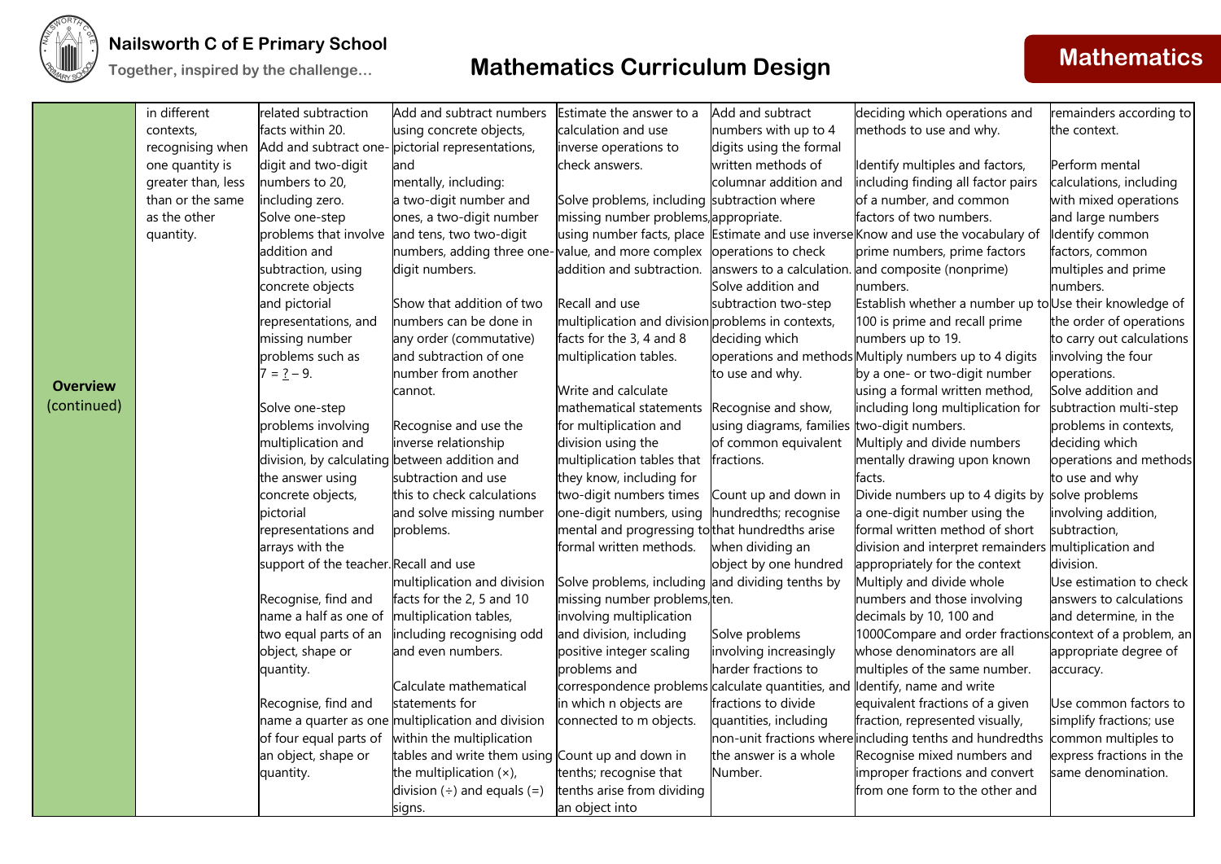# Nailsworth C of E Primary School

Together, inspired by the challenge…

## Mathematics Curriculum Design

**Mathematics**

| | | | | | | | |
|---|---|---|---|---|---|---|---|
| **Overview** (continued) | in different contexts, recognising when one quantity is greater than, less than or the same as the other quantity. | related subtraction facts within 20.<br>Add and subtract one-digit and two-digit numbers to 20, including zero.<br>Solve one-step problems that involve addition and subtraction, using concrete objects and pictorial representations, and missing number problems such as 7 = ? – 9.<br><br>Solve one-step problems involving multiplication and division, by calculating the answer using concrete objects, pictorial representations and arrays with the support of the teacher.<br><br>Recognise, find and name a half as one of two equal parts of an object, shape or quantity.<br><br>Recognise, find and name a quarter as one of four equal parts of an object, shape or quantity. | Add and subtract numbers using concrete objects, pictorial representations, and mentally, including: a two-digit number and ones, a two-digit number and tens, two two-digit numbers, adding three one-digit numbers.<br><br>Show that addition of two numbers can be done in any order (commutative) and subtraction of one number from another cannot.<br><br>Recognise and use the inverse relationship between addition and subtraction and use this to check calculations and solve missing number problems.<br>Recall and use multiplication and division facts for the 2, 5 and 10 multiplication tables, including recognising odd and even numbers.<br><br>Calculate mathematical statements for multiplication and division within the multiplication tables and write them using the multiplication (×), division (÷) and equals (=) signs. | Estimate the answer to a calculation and use inverse operations to check answers.<br><br>Solve problems, including missing number problems, using number facts, place value, and more complex addition and subtraction.<br><br>Recall and use multiplication and division facts for the 3, 4 and 8 multiplication tables.<br><br>Write and calculate mathematical statements for multiplication and division using the multiplication tables that they know, including for two-digit numbers times one-digit numbers, using mental and progressing to formal written methods.<br><br>Solve problems, including missing number problems, involving multiplication and division, including positive integer scaling problems and correspondence problems in which n objects are connected to m objects.<br>Count up and down in tenths; recognise that tenths arise from dividing an object into | Add and subtract numbers with up to 4 digits using the formal written methods of columnar addition and subtraction where appropriate.<br>Estimate and use inverse operations to check answers to a calculation.<br>Solve addition and subtraction two-step problems in contexts, deciding which operations and methods to use and why.<br><br>Recognise and show, using diagrams, families of common equivalent fractions.<br><br>Count up and down in hundredths; recognise that hundredths arise when dividing an object by one hundred and dividing tenths by ten.<br><br>Solve problems involving increasingly harder fractions to calculate quantities, and fractions to divide quantities, including non-unit fractions where the answer is a whole Number. | deciding which operations and methods to use and why.<br><br>Identify multiples and factors, including finding all factor pairs of a number, and common factors of two numbers.<br>Know and use the vocabulary of prime numbers, prime factors and composite (nonprime) numbers.<br>Establish whether a number up to 100 is prime and recall prime numbers up to 19.<br>Multiply numbers up to 4 digits by a one- or two-digit number using a formal written method, including long multiplication for two-digit numbers.<br>Multiply and divide numbers mentally drawing upon known facts.<br>Divide numbers up to 4 digits by a one-digit number using the formal written method of short division and interpret remainders appropriately for the context<br>Multiply and divide whole numbers and those involving decimals by 10, 100 and 1000Compare and order fractions whose denominators are all multiples of the same number.<br>Identify, name and write equivalent fractions of a given fraction, represented visually, including tenths and hundredths<br>Recognise mixed numbers and improper fractions and convert from one form to the other and | remainders according to the context.<br><br>Perform mental calculations, including with mixed operations and large numbers<br>Identify common factors, common multiples and prime numbers.<br>Use their knowledge of the order of operations to carry out calculations involving the four operations.<br>Solve addition and subtraction multi-step problems in contexts, deciding which operations and methods to use and why<br>solve problems involving addition, subtraction, multiplication and division.<br>Use estimation to check answers to calculations and determine, in the context of a problem, an appropriate degree of accuracy.<br><br>Use common factors to simplify fractions; use common multiples to express fractions in the same denomination. |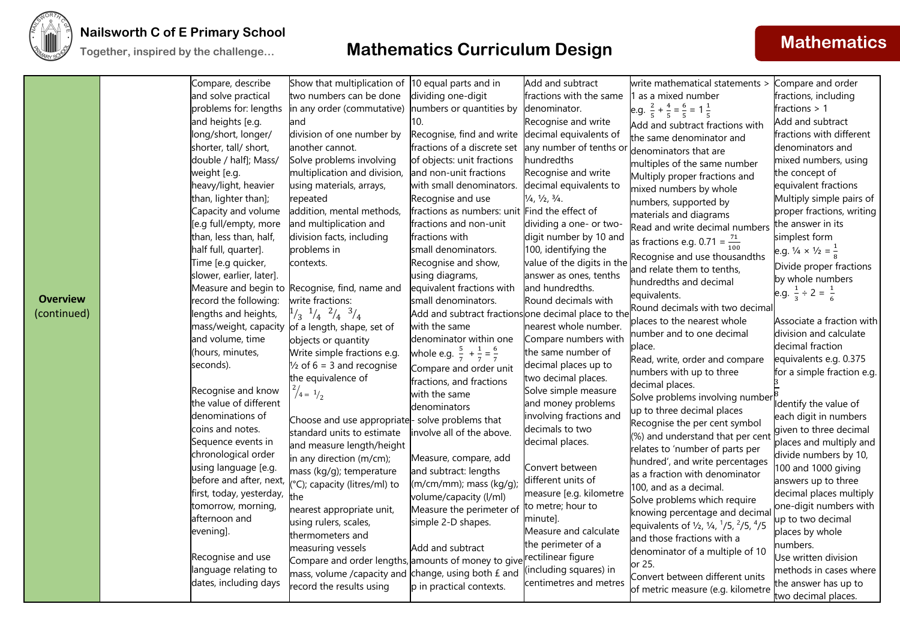# Nailsworth C of E Primary School

Together, inspired by the challenge…

## Mathematics Curriculum Design

**Mathematics**

| | | | | | | | |
|---|---|---|---|---|---|---|---|
| **Overview** (continued) | | Compare, describe and solve practical problems for: lengths and heights [e.g. long/short, longer/ shorter, tall/ short, double / half]; Mass/ weight [e.g. heavy/light, heavier than, lighter than]; Capacity and volume [e.g full/empty, more than, less than, half, half full, quarter]. Time [e.g quicker, slower, earlier, later]. Measure and begin to record the following: lengths and heights, mass/weight, capacity and volume, time (hours, minutes, seconds).<br><br>Recognise and know the value of different denominations of coins and notes. Sequence events in chronological order using language [e.g. before and after, next, first, today, yesterday, tomorrow, morning, afternoon and evening].<br><br>Recognise and use language relating to dates, including days | Show that multiplication of two numbers can be done in any order (commutative) and division of one number by another cannot. Solve problems involving multiplication and division, using materials, arrays, repeated addition, mental methods, and multiplication and division facts, including problems in contexts.<br><br>Recognise, find, name and write fractions: $^1/_3$ $^1/_4$ $^2/_4$ $^3/_4$ of a length, shape, set of objects or quantity Write simple fractions e.g. ½ of 6 = 3 and recognise the equivalence of $^2/_4 = {}^1/_2$<br><br>Choose and use appropriate standard units to estimate and measure length/height in any direction (m/cm); mass (kg/g); temperature (°C); capacity (litres/ml) to the nearest appropriate unit, using rulers, scales, thermometers and measuring vessels Compare and order lengths, mass, volume /capacity and record the results using | 10 equal parts and in dividing one-digit numbers or quantities by 10. Recognise, find and write fractions of a discrete set of objects: unit fractions and non-unit fractions with small denominators. Recognise and use fractions as numbers: unit fractions and non-unit fractions with small denominators. Recognise and show, using diagrams, equivalent fractions with small denominators. Add and subtract fractions with the same denominator within one whole e.g. $\frac{5}{7} + \frac{1}{7} = \frac{6}{7}$ Compare and order unit fractions, and fractions with the same denominators - solve problems that involve all of the above.<br><br>Measure, compare, add and subtract: lengths (m/cm/mm); mass (kg/g); volume/capacity (l/ml) Measure the perimeter of simple 2-D shapes.<br><br>Add and subtract amounts of money to give change, using both £ and p in practical contexts. | Add and subtract fractions with the same denominator. Recognise and write decimal equivalents of any number of tenths or hundredths Recognise and write decimal equivalents to ¼, ½, ¾. Find the effect of dividing a one- or two-digit number by 10 and 100, identifying the value of the digits in the answer as ones, tenths and hundredths. Round decimals with one decimal place to the nearest whole number. Compare numbers with the same number of decimal places up to two decimal places. Solve simple measure and money problems involving fractions and decimals to two decimal places.<br><br>Convert between different units of measure [e.g. kilometre to metre; hour to minute]. Measure and calculate the perimeter of a rectilinear figure (including squares) in centimetres and metres | write mathematical statements > 1 as a mixed number e.g. $\frac{2}{5} + \frac{4}{5} = \frac{6}{5} = 1\frac{1}{5}$ Add and subtract fractions with the same denominator and denominators that are multiples of the same number Multiply proper fractions and mixed numbers by whole numbers, supported by materials and diagrams Read and write decimal numbers as fractions e.g. $0.71 = \frac{71}{100}$ Recognise and use thousandths and relate them to tenths, hundredths and decimal equivalents. Round decimals with two decimal places to the nearest whole number and to one decimal place. Read, write, order and compare numbers with up to three decimal places. Solve problems involving number up to three decimal places Recognise the per cent symbol (%) and understand that per cent relates to 'number of parts per hundred', and write percentages as a fraction with denominator 100, and as a decimal. Solve problems which require knowing percentage and decimal equivalents of ½, ¼, $^1/5$, $^2/5$, $^4/5$ and those fractions with a denominator of a multiple of 10 or 25. Convert between different units of metric measure (e.g. kilometre | Compare and order fractions, including fractions > 1 Add and subtract fractions with different denominators and mixed numbers, using the concept of equivalent fractions Multiply simple pairs of proper fractions, writing the answer in its simplest form e.g. $\frac{1}{4} \times \frac{1}{2} = \frac{1}{8}$ Divide proper fractions by whole numbers e.g. $\frac{1}{3} \div 2 = \frac{1}{6}$<br><br>Associate a fraction with division and calculate decimal fraction equivalents e.g. 0.375 for a simple fraction e.g. $\frac{3}{8}$ Identify the value of each digit in numbers given to three decimal places and multiply and divide numbers by 10, 100 and 1000 giving answers up to three decimal places multiply one-digit numbers with up to two decimal places by whole numbers. Use written division methods in cases where the answer has up to two decimal places. |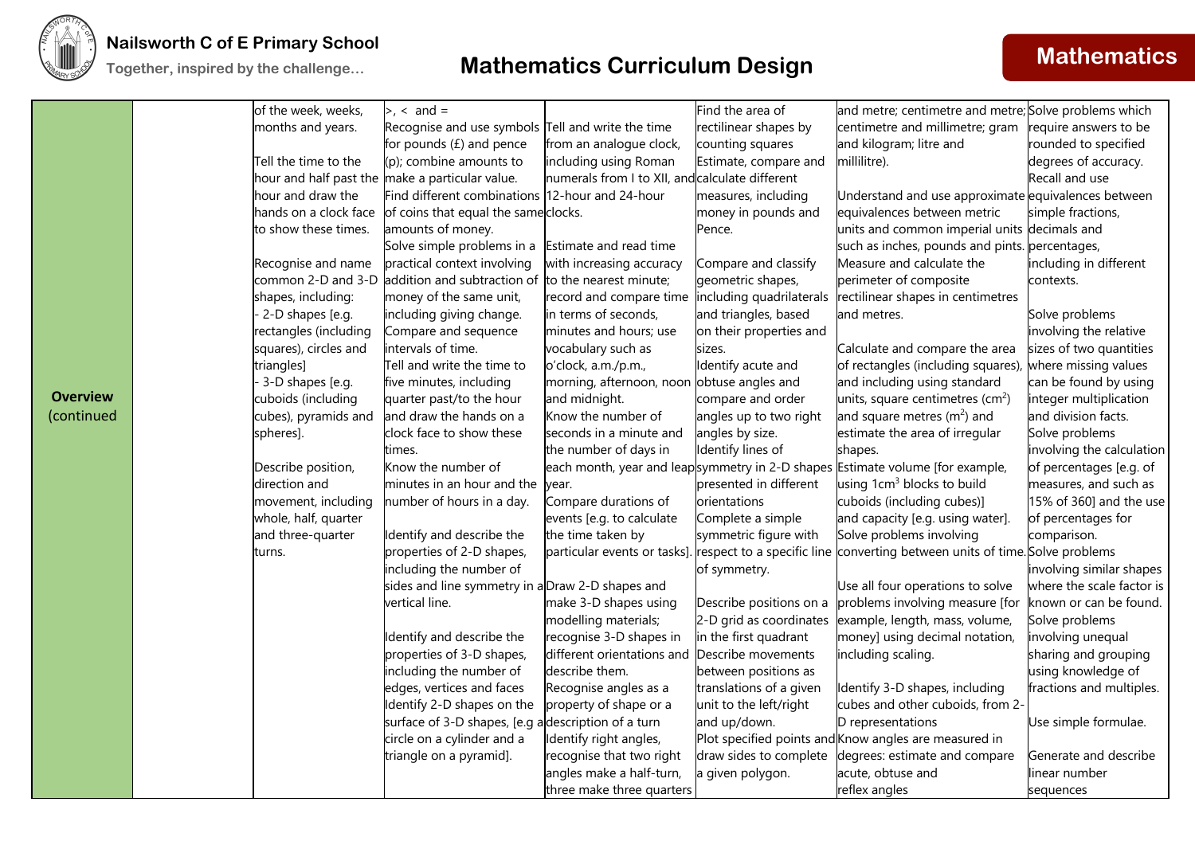**Nailsworth C of E Primary School**

**Together, inspired by the challenge…**

# Mathematics Curriculum Design

## Mathematics

| | | | | | | | |
|---|---|---|---|---|---|---|---|
| **Overview** (continued | | of the week, weeks, months and years.<br><br>Tell the time to the hour and half past the hour and draw the hands on a clock face to show these times.<br><br>Recognise and name common 2-D and 3-D shapes, including:<br>- 2-D shapes [e.g. rectangles (including squares), circles and triangles]<br>- 3-D shapes [e.g. cuboids (including cubes), pyramids and spheres].<br><br>Describe position, direction and movement, including whole, half, quarter and three-quarter turns. | >, < and =<br>Recognise and use symbols for pounds (£) and pence (p); combine amounts to make a particular value.<br>Find different combinations of coins that equal the same amounts of money.<br>Solve simple problems in a practical context involving addition and subtraction of money of the same unit, including giving change.<br>Compare and sequence intervals of time.<br>Tell and write the time to five minutes, including quarter past/to the hour and draw the hands on a clock face to show these times.<br>Know the number of minutes in an hour and the number of hours in a day.<br><br>Identify and describe the properties of 2-D shapes, including the number of sides and line symmetry in a vertical line.<br><br>Identify and describe the properties of 3-D shapes, including the number of edges, vertices and faces<br>Identify 2-D shapes on the surface of 3-D shapes, [e.g a circle on a cylinder and a triangle on a pyramid]. | Tell and write the time from an analogue clock, including using Roman numerals from I to XII, and 12-hour and 24-hour clocks.<br><br>Estimate and read time with increasing accuracy to the nearest minute; record and compare time in terms of seconds, minutes and hours; use vocabulary such as o'clock, a.m./p.m., morning, afternoon, noon and midnight.<br>Know the number of seconds in a minute and the number of days in each month, year and leap year.<br>Compare durations of events [e.g. to calculate the time taken by particular events or tasks].<br><br>Draw 2-D shapes and make 3-D shapes using modelling materials; recognise 3-D shapes in different orientations and describe them.<br>Recognise angles as a property of shape or a description of a turn<br>Identify right angles, recognise that two right angles make a half-turn, three make three quarters | Find the area of rectilinear shapes by counting squares<br>Estimate, compare and calculate different measures, including money in pounds and Pence.<br><br>Compare and classify geometric shapes, including quadrilaterals and triangles, based on their properties and sizes.<br>Identify acute and obtuse angles and compare and order angles up to two right angles by size.<br>Identify lines of symmetry in 2-D shapes presented in different orientations<br>Complete a simple symmetric figure with respect to a specific line of symmetry.<br><br>Describe positions on a 2-D grid as coordinates in the first quadrant<br>Describe movements between positions as translations of a given unit to the left/right and up/down.<br>Plot specified points and draw sides to complete a given polygon. | and metre; centimetre and metre; centimetre and millimetre; gram and kilogram; litre and millilitre).<br><br>Understand and use approximate equivalences between metric units and common imperial units such as inches, pounds and pints.<br>Measure and calculate the perimeter of composite rectilinear shapes in centimetres and metres.<br><br>Calculate and compare the area of rectangles (including squares), and including using standard units, square centimetres ($cm^2$) and square metres ($m^2$) and estimate the area of irregular shapes.<br>Estimate volume [for example, using $1cm^3$ blocks to build cuboids (including cubes)] and capacity [e.g. using water].<br>Solve problems involving converting between units of time.<br><br>Use all four operations to solve problems involving measure [for example, length, mass, volume, money] using decimal notation, including scaling.<br><br>Identify 3-D shapes, including cubes and other cuboids, from 2-D representations<br>Know angles are measured in degrees: estimate and compare acute, obtuse and reflex angles | Solve problems which require answers to be rounded to specified degrees of accuracy.<br>Recall and use equivalences between simple fractions, decimals and percentages, including in different contexts.<br><br>Solve problems involving the relative sizes of two quantities where missing values can be found by using integer multiplication and division facts.<br>Solve problems involving the calculation of percentages [e.g. of measures, and such as 15% of 360] and the use of percentages for comparison.<br>Solve problems involving similar shapes where the scale factor is known or can be found.<br>Solve problems involving unequal sharing and grouping using knowledge of fractions and multiples.<br><br>Use simple formulae.<br><br>Generate and describe linear number sequences |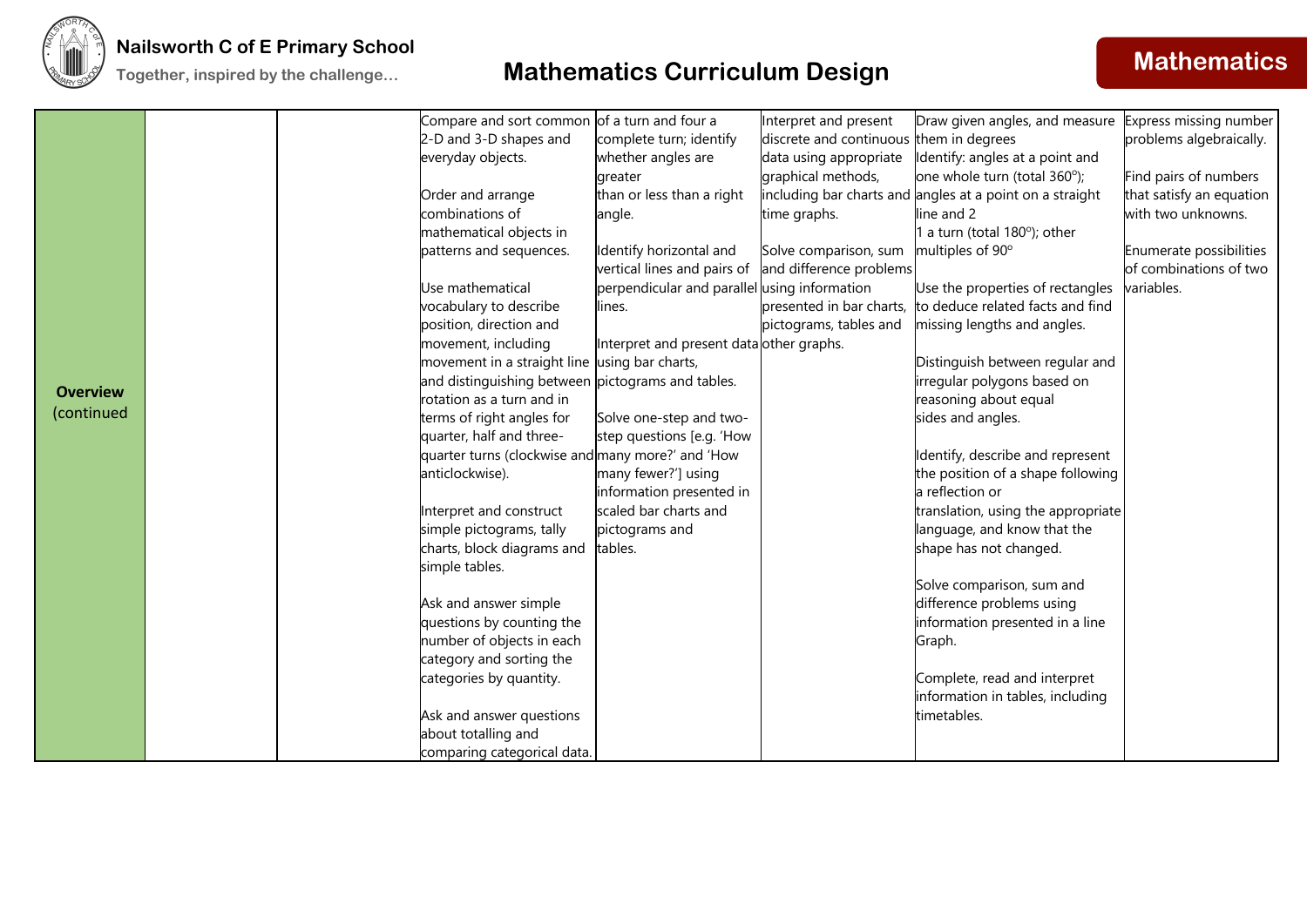| | | | | | | | |
|---|---|---|---|---|---|---|---|
| **Overview** (continued | | | Compare and sort common 2-D and 3-D shapes and everyday objects.<br><br>Order and arrange combinations of mathematical objects in patterns and sequences.<br><br>Use mathematical vocabulary to describe position, direction and movement, including movement in a straight line and distinguishing between rotation as a turn and in terms of right angles for quarter, half and three-quarter turns (clockwise and anticlockwise).<br><br>Interpret and construct simple pictograms, tally charts, block diagrams and simple tables.<br><br>Ask and answer simple questions by counting the number of objects in each category and sorting the categories by quantity.<br><br>Ask and answer questions about totalling and comparing categorical data. | of a turn and four a complete turn; identify whether angles are greater than or less than a right angle.<br><br>Identify horizontal and vertical lines and pairs of perpendicular and parallel lines.<br><br>Interpret and present data using bar charts, pictograms and tables.<br><br>Solve one-step and two-step questions [e.g. 'How many more?' and 'How many fewer?'] using information presented in scaled bar charts and pictograms and tables. | Interpret and present discrete and continuous data using appropriate graphical methods, including bar charts and time graphs.<br><br>Solve comparison, sum and difference problems using information presented in bar charts, pictograms, tables and other graphs. | Draw given angles, and measure them in degrees<br>Identify: angles at a point and one whole turn (total 360°); angles at a point on a straight line and 2<br>1 a turn (total 180°); other multiples of 90°<br><br>Use the properties of rectangles to deduce related facts and find missing lengths and angles.<br><br>Distinguish between regular and irregular polygons based on reasoning about equal sides and angles.<br><br>Identify, describe and represent the position of a shape following a reflection or translation, using the appropriate language, and know that the shape has not changed.<br><br>Solve comparison, sum and difference problems using information presented in a line Graph.<br><br>Complete, read and interpret information in tables, including timetables. | Express missing number problems algebraically.<br><br>Find pairs of numbers that satisfy an equation with two unknowns.<br><br>Enumerate possibilities of combinations of two variables. |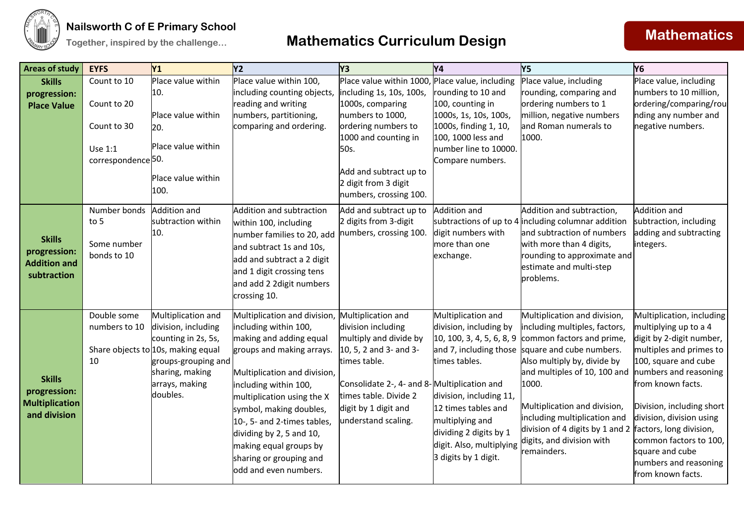Nailsworth C of E Primary School

Together, inspired by the challenge…

# Mathematics Curriculum Design

## Mathematics

| Areas of study | EYFS | Y1 | Y2 | Y3 | Y4 | Y5 | Y6 |
|---|---|---|---|---|---|---|---|
| **Skills progression: Place Value** | Count to 10<br><br>Count to 20<br><br>Count to 30<br><br>Use 1:1 correspondence | Place value within 10.<br><br>Place value within 20.<br><br>Place value within 50.<br><br>Place value within 100. | Place value within 100, including counting objects, reading and writing numbers, partitioning, comparing and ordering. | Place value within 1000, including 1s, 10s, 100s, 1000s, comparing numbers to 1000, ordering numbers to 1000 and counting in 50s.<br><br>Add and subtract up to 2 digit from 3 digit numbers, crossing 100. | Place value, including rounding to 10 and 100, counting in 1000s, 1s, 10s, 100s, 1000s, finding 1, 10, 100, 1000 less and number line to 10000. Compare numbers. | Place value, including rounding, comparing and ordering numbers to 1 million, negative numbers and Roman numerals to 1000. | Place value, including numbers to 10 million, ordering/comparing/rounding any number and negative numbers. |
| **Skills progression: Addition and subtraction** | Number bonds to 5<br><br>Some number bonds to 10 | Addition and subtraction within 10. | Addition and subtraction within 100, including number families to 20, add and subtract 1s and 10s, add and subtract a 2 digit and 1 digit crossing tens and add 2 2digit numbers crossing 10. | Add and subtract up to 2 digits from 3-digit numbers, crossing 100. | Addition and subtractions of up to 4 digit numbers with more than one exchange. | Addition and subtraction, including columnar addition and subtraction of numbers with more than 4 digits, rounding to approximate and estimate and multi-step problems. | Addition and subtraction, including adding and subtracting integers. |
| **Skills progression: Multiplication and division** | Double some numbers to 10<br><br>Share objects to 10 | Multiplication and division, including counting in 2s, 5s, 10s, making equal groups-grouping and sharing, making arrays, making doubles. | Multiplication and division, including within 100, making and adding equal groups and making arrays.<br><br>Multiplication and division, including within 100, multiplication using the X symbol, making doubles, 10-, 5- and 2-times tables, dividing by 2, 5 and 10, making equal groups by sharing or grouping and odd and even numbers. | Multiplication and division including multiply and divide by 10, 5, 2 and 3- and 3- times table.<br><br>Consolidate 2-, 4- and 8- times table. Divide 2 digit by 1 digit and understand scaling. | Multiplication and division, including by 10, 100, 3, 4, 5, 6, 8, 9 and 7, including those times tables.<br><br>Multiplication and division, including 11, 12 times tables and multiplying and dividing 2 digits by 1 digit. Also, multiplying 3 digits by 1 digit. | Multiplication and division, including multiples, factors, common factors and prime, square and cube numbers. Also multiply by, divide by and multiples of 10, 100 and 1000.<br><br>Multiplication and division, including multiplication and division of 4 digits by 1 and 2 digits, and division with remainders. | Multiplication, including multiplying up to a 4 digit by 2-digit number, multiples and primes to 100, square and cube numbers and reasoning from known facts.<br><br>Division, including short division, division using factors, long division, common factors to 100, square and cube numbers and reasoning from known facts. |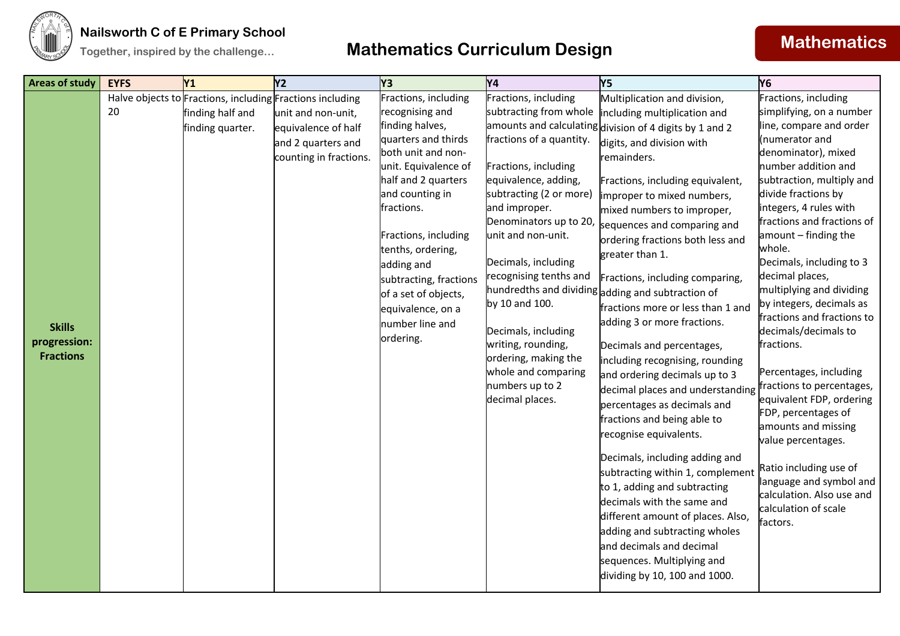Nailsworth C of E Primary School

Together, inspired by the challenge…

# Mathematics Curriculum Design

## Mathematics

| Areas of study | EYFS | Y1 | Y2 | Y3 | Y4 | Y5 | Y6 |
|---|---|---|---|---|---|---|---|
| **Skills progression: Fractions** | Halve objects to 20 | Fractions, including finding half and finding quarter. | Fractions including unit and non-unit, equivalence of half and 2 quarters and counting in fractions. | Fractions, including recognising and finding halves, quarters and thirds both unit and non-unit. Equivalence of half and 2 quarters and counting in fractions.<br><br>Fractions, including tenths, ordering, adding and subtracting, fractions of a set of objects, equivalence, on a number line and ordering. | Fractions, including subtracting from whole amounts and calculating fractions of a quantity.<br><br>Fractions, including equivalence, adding, subtracting (2 or more) and improper. Denominators up to 20, unit and non-unit.<br><br>Decimals, including recognising tenths and hundredths and dividing by 10 and 100.<br><br>Decimals, including writing, rounding, ordering, making the whole and comparing numbers up to 2 decimal places. | Multiplication and division, including multiplication and division of 4 digits by 1 and 2 digits, and division with remainders.<br><br>Fractions, including equivalent, improper to mixed numbers, mixed numbers to improper, sequences and comparing and ordering fractions both less and greater than 1.<br><br>Fractions, including comparing, adding and subtraction of fractions more or less than 1 and adding 3 or more fractions.<br><br>Decimals and percentages, including recognising, rounding and ordering decimals up to 3 decimal places and understanding percentages as decimals and fractions and being able to recognise equivalents.<br><br>Decimals, including adding and subtracting within 1, complement to 1, adding and subtracting decimals with the same and different amount of places. Also, adding and subtracting wholes and decimals and decimal sequences. Multiplying and dividing by 10, 100 and 1000. | Fractions, including simplifying, on a number line, compare and order (numerator and denominator), mixed number addition and subtraction, multiply and divide fractions by integers, 4 rules with fractions and fractions of amount – finding the whole.<br>Decimals, including to 3 decimal places, multiplying and dividing by integers, decimals as fractions and fractions to decimals/decimals to fractions.<br><br>Percentages, including fractions to percentages, equivalent FDP, ordering FDP, percentages of amounts and missing value percentages.<br><br>Ratio including use of language and symbol and calculation. Also use and calculation of scale factors. |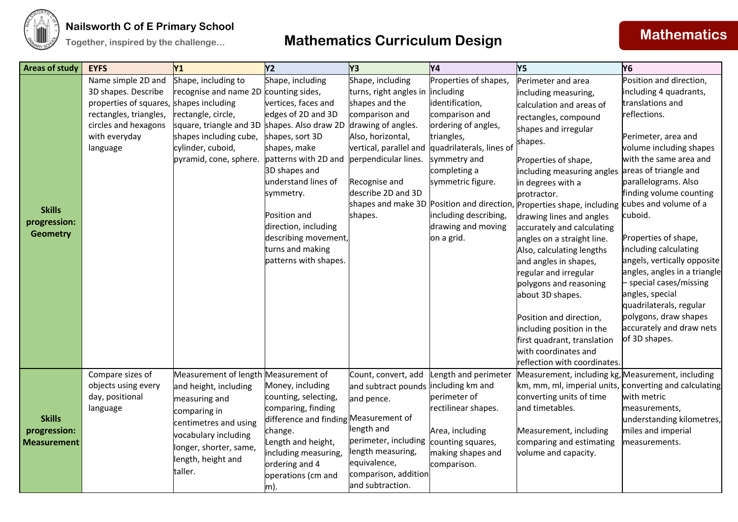Nailsworth C of E Primary School

Together, inspired by the challenge…

# Mathematics Curriculum Design

## Mathematics

| Areas of study | EYFS | Y1 | Y2 | Y3 | Y4 | Y5 | Y6 |
|---|---|---|---|---|---|---|---|
| **Skills progression: Geometry** | Name simple 2D and 3D shapes. Describe properties of squares, rectangles, triangles, circles and hexagons with everyday language | Shape, including to recognise and name 2D shapes including rectangle, circle, square, triangle and 3D shapes including cube, cylinder, cuboid, pyramid, cone, sphere. | Shape, including counting sides, vertices, faces and edges of 2D and 3D shapes. Also draw 2D shapes, sort 3D shapes, make patterns with 2D and 3D shapes and understand lines of symmetry.<br><br>Position and direction, including describing movement, turns and making patterns with shapes. | Shape, including turns, right angles in shapes and the comparison and drawing of angles. Also, horizontal, vertical, parallel and perpendicular lines.<br><br>Recognise and describe 2D and 3D shapes and make 3D shapes. | Properties of shapes, including identification, comparison and ordering of angles, triangles, quadrilaterals, lines of symmetry and completing a symmetric figure.<br><br>Position and direction, including describing, drawing and moving on a grid. | Perimeter and area including measuring, calculation and areas of rectangles, compound shapes and irregular shapes.<br><br>Properties of shape, including measuring angles in degrees with a protractor.<br>Properties shape, including drawing lines and angles accurately and calculating angles on a straight line. Also, calculating lengths and angles in shapes, regular and irregular polygons and reasoning about 3D shapes.<br><br>Position and direction, including position in the first quadrant, translation with coordinates and reflection with coordinates. | Position and direction, including 4 quadrants, translations and reflections.<br><br>Perimeter, area and volume including shapes with the same area and areas of triangle and parallelograms. Also finding volume counting cubes and volume of a cuboid.<br><br>Properties of shape, including calculating angels, vertically opposite angles, angles in a triangle – special cases/missing angles, special quadrilaterals, regular polygons, draw shapes accurately and draw nets of 3D shapes. |
| **Skills progression: Measurement** | Compare sizes of objects using every day, positional language | Measurement of length and height, including measuring and comparing in centimetres and using vocabulary including longer, shorter, same, length, height and taller. | Measurement of Money, including counting, selecting, comparing, finding difference and finding change.<br>Length and height, including measuring, ordering and 4 operations (cm and m). | Count, convert, add and subtract pounds and pence.<br><br>Measurement of length and perimeter, including length measuring, equivalence, comparison, addition and subtraction. | Length and perimeter including km and perimeter of rectilinear shapes.<br><br>Area, including counting squares, making shapes and comparison. | Measurement, including kg, km, mm, ml, imperial units, converting units of time and timetables.<br><br>Measurement, including comparing and estimating volume and capacity. | Measurement, including converting and calculating with metric measurements, understanding kilometres, miles and imperial measurements. |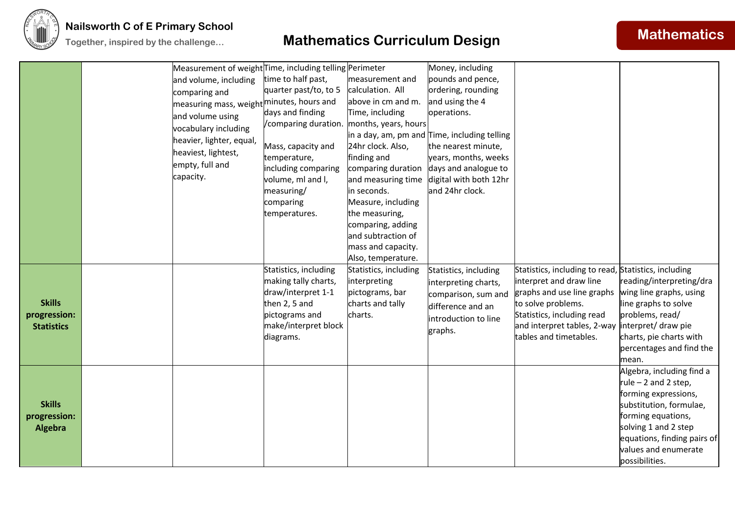| | | | | | | | |
|---|---|---|---|---|---|---|---|
| | | Measurement of weight and volume, including comparing and measuring mass, weight and volume using vocabulary including heavier, lighter, equal, heaviest, lightest, empty, full and capacity. | Time, including telling time to half past, quarter past/to, to 5 minutes, hours and days and finding /comparing duration.<br><br>Mass, capacity and temperature, including comparing volume, ml and l, measuring/ comparing temperatures. | Perimeter measurement and calculation. All above in cm and m. Time, including months, years, hours in a day, am, pm and 24hr clock. Also, finding and comparing duration and measuring time in seconds. Measure, including the measuring, comparing, adding and subtraction of mass and capacity. Also, temperature. | Money, including pounds and pence, ordering, rounding and using the 4 operations.<br><br>Time, including telling the nearest minute, years, months, weeks days and analogue to digital with both 12hr and 24hr clock. | | |
| **Skills progression: Statistics** | | | Statistics, including making tally charts, draw/interpret 1-1 then 2, 5 and pictograms and make/interpret block diagrams. | Statistics, including interpreting pictograms, bar charts and tally charts. | Statistics, including interpreting charts, comparison, sum and difference and an introduction to line graphs. | Statistics, including to read, interpret and draw line graphs and use line graphs to solve problems. Statistics, including read and interpret tables, 2-way tables and timetables. | Statistics, including reading/interpreting/drawing line graphs, using line graphs to solve problems, read/ interpret/ draw pie charts, pie charts with percentages and find the mean. |
| **Skills progression: Algebra** | | | | | | | Algebra, including find a rule – 2 and 2 step, forming expressions, substitution, formulae, forming equations, solving 1 and 2 step equations, finding pairs of values and enumerate possibilities. |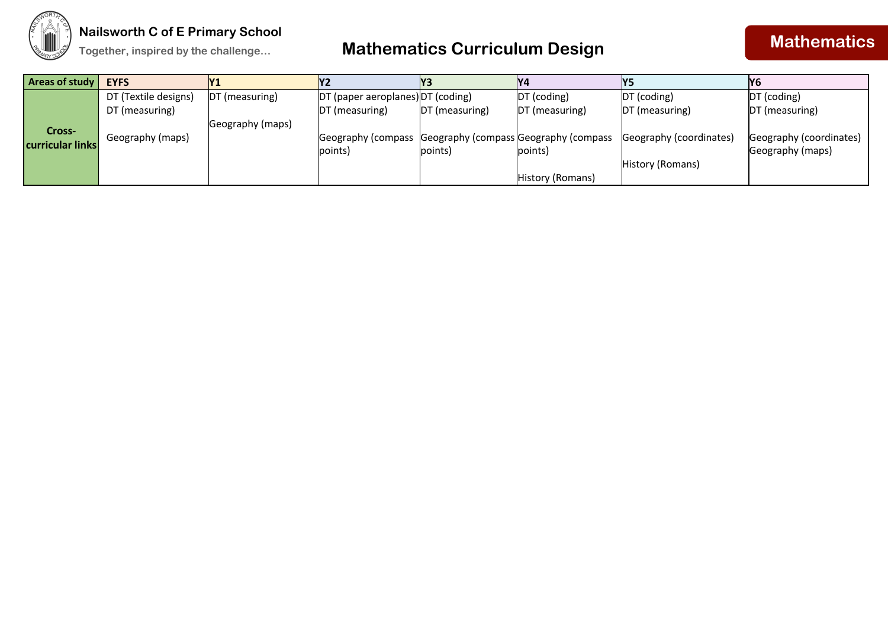Nailsworth C of E Primary School

Together, inspired by the challenge…

# Mathematics Curriculum Design

**Mathematics**

| Areas of study | EYFS | Y1 | Y2 | Y3 | Y4 | Y5 | Y6 |
|---|---|---|---|---|---|---|---|
| **Cross-curricular links** | DT (Textile designs)<br>DT (measuring)<br><br>Geography (maps) | DT (measuring)<br><br>Geography (maps) | DT (paper aeroplanes)<br>DT (measuring)<br><br>Geography (compass points) | DT (coding)<br>DT (measuring)<br><br>Geography (compass points) | DT (coding)<br>DT (measuring)<br><br>Geography (compass points)<br><br>History (Romans) | DT (coding)<br>DT (measuring)<br><br>Geography (coordinates)<br><br>History (Romans) | DT (coding)<br>DT (measuring)<br><br>Geography (coordinates)<br>Geography (maps) |